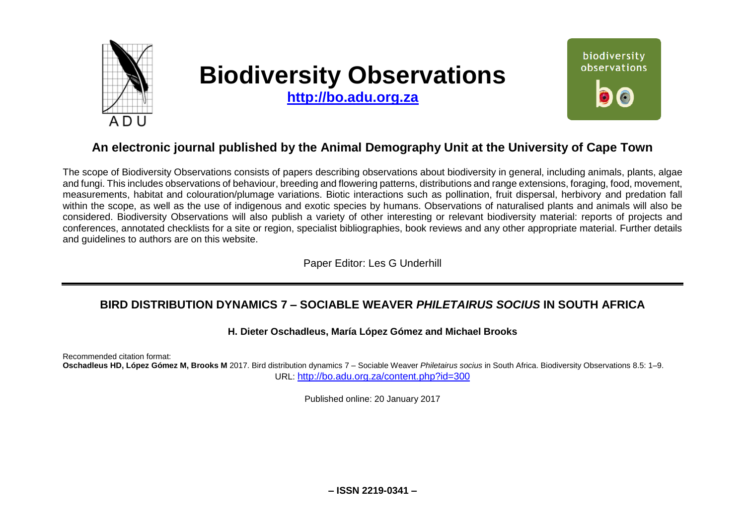# Biodiversity Observations

**http://bo.adu.org.za**

## An electronic journal published by the Animal Demography Unit at the University of Cape Town

The scope of Biodiversity Observations consists of papers describing observations about biodiversity in general, including animals, plants, algae and fungi. This includes observations of behaviour, breeding and flowering patterns, distributions and range extensions, foraging, food, movement, measurements, habitat and colouration/plumage variations. Biotic interactions such as pollination, fruit dispersal, herbivory and predation fall within the scope, as well as the use of indigenous and exotic species by humans. Observations of naturalised plants and animals will also be considered. Biodiversity Observations will also publish a variety of other interesting or relevant biodiversity material: reports of projects and conferences, annotated checklists for a site or region, specialist bibliographies, book reviews and any other appropriate material. Further details and guidelines to authors are on this website.

Paper Editor: Les G Underhill

---

## BIRD DISTRIBUTION DYNAMICS 7 – SOCIABLE WEAVER *PHILETAIRUS SOCIUS* IN SOUTH AFRICA

**H. Dieter Oschadleus, María López Gómez and Michael Brooks**

Recommended citation format:
**Oschadleus HD, López Gómez M, Brooks M** 2017. Bird distribution dynamics 7 – Sociable Weaver *Philetairus socius* in South Africa. Biodiversity Observations 8.5: 1–9.
URL: http://bo.adu.org.za/content.php?id=300

Published online: 20 January 2017

**– ISSN 2219-0341 –**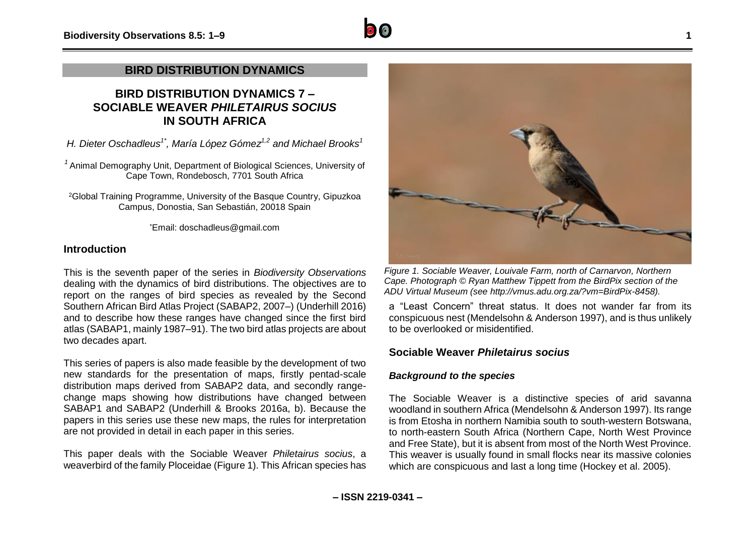## BIRD DISTRIBUTION DYNAMICS

# BIRD DISTRIBUTION DYNAMICS 7 – SOCIABLE WEAVER *PHILETAIRUS SOCIUS* IN SOUTH AFRICA

*H. Dieter Oschadleus[1*], María López Gómez[1,2] and Michael Brooks[1]*

[1] Animal Demography Unit, Department of Biological Sciences, University of Cape Town, Rondebosch, 7701 South Africa

[2]Global Training Programme, University of the Basque Country, Gipuzkoa Campus, Donostia, San Sebastián, 20018 Spain

[*]Email: doschadleus@gmail.com

## Introduction

This is the seventh paper of the series in *Biodiversity Observations* dealing with the dynamics of bird distributions. The objectives are to report on the ranges of bird species as revealed by the Second Southern African Bird Atlas Project (SABAP2, 2007–) (Underhill 2016) and to describe how these ranges have changed since the first bird atlas (SABAP1, mainly 1987–91). The two bird atlas projects are about two decades apart.

This series of papers is also made feasible by the development of two new standards for the presentation of maps, firstly pentad-scale distribution maps derived from SABAP2 data, and secondly range-change maps showing how distributions have changed between SABAP1 and SABAP2 (Underhill & Brooks 2016a, b). Because the papers in this series use these new maps, the rules for interpretation are not provided in detail in each paper in this series.

This paper deals with the Sociable Weaver *Philetairus socius*, a weaverbird of the family Ploceidae (Figure 1). This African species has a "Least Concern" threat status. It does not wander far from its conspicuous nest (Mendelsohn & Anderson 1997), and is thus unlikely to be overlooked or misidentified.

*Figure 1. Sociable Weaver, Louivale Farm, north of Carnarvon, Northern Cape. Photograph © Ryan Matthew Tippett from the BirdPix section of the ADU Virtual Museum (see http://vmus.adu.org.za/?vm=BirdPix-8458).*

## Sociable Weaver *Philetairus socius*

### *Background to the species*

The Sociable Weaver is a distinctive species of arid savanna woodland in southern Africa (Mendelsohn & Anderson 1997). Its range is from Etosha in northern Namibia south to south-western Botswana, to north-eastern South Africa (Northern Cape, North West Province and Free State), but it is absent from most of the North West Province. This weaver is usually found in small flocks near its massive colonies which are conspicuous and last a long time (Hockey et al. 2005).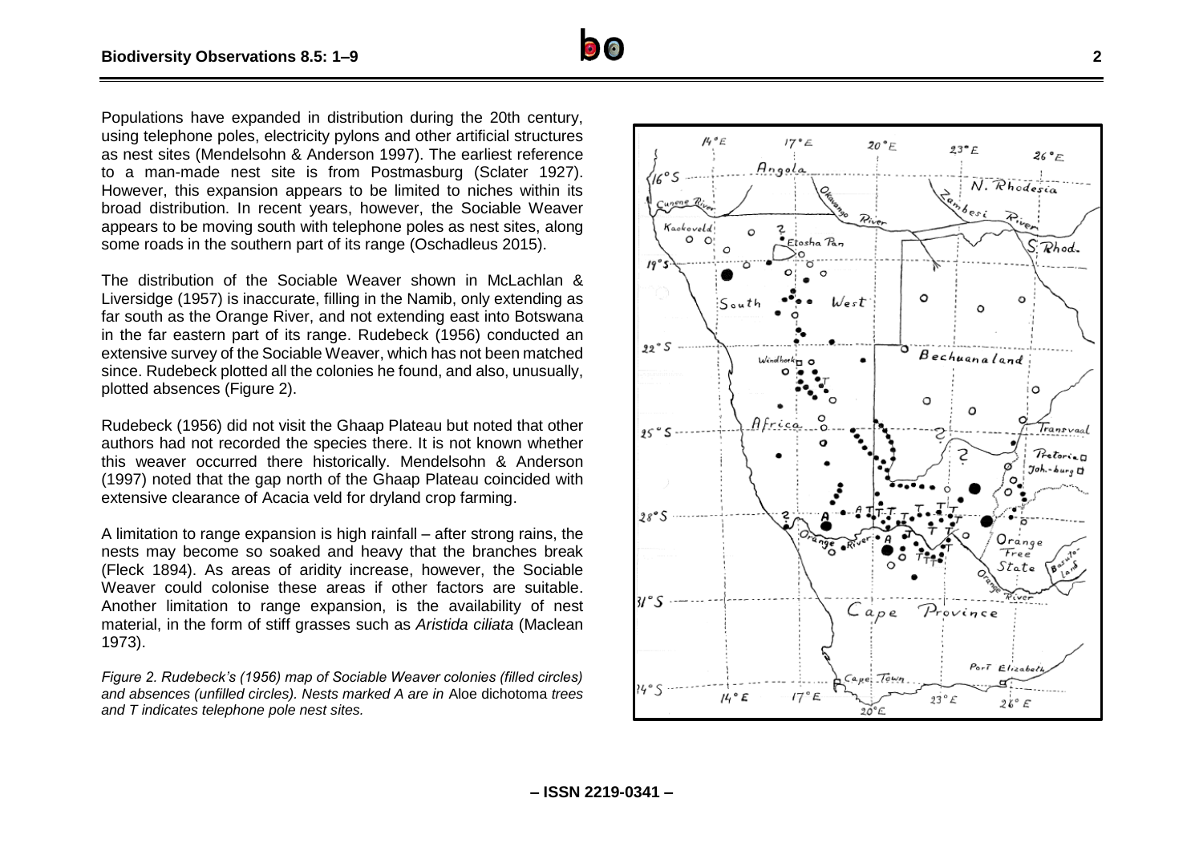Populations have expanded in distribution during the 20th century, using telephone poles, electricity pylons and other artificial structures as nest sites (Mendelsohn & Anderson 1997). The earliest reference to a man-made nest site is from Postmasburg (Sclater 1927). However, this expansion appears to be limited to niches within its broad distribution. In recent years, however, the Sociable Weaver appears to be moving south with telephone poles as nest sites, along some roads in the southern part of its range (Oschadleus 2015).

The distribution of the Sociable Weaver shown in McLachlan & Liversidge (1957) is inaccurate, filling in the Namib, only extending as far south as the Orange River, and not extending east into Botswana in the far eastern part of its range. Rudebeck (1956) conducted an extensive survey of the Sociable Weaver, which has not been matched since. Rudebeck plotted all the colonies he found, and also, unusually, plotted absences (Figure 2).

Rudebeck (1956) did not visit the Ghaap Plateau but noted that other authors had not recorded the species there. It is not known whether this weaver occurred there historically. Mendelsohn & Anderson (1997) noted that the gap north of the Ghaap Plateau coincided with extensive clearance of Acacia veld for dryland crop farming.

A limitation to range expansion is high rainfall – after strong rains, the nests may become so soaked and heavy that the branches break (Fleck 1894). As areas of aridity increase, however, the Sociable Weaver could colonise these areas if other factors are suitable. Another limitation to range expansion, is the availability of nest material, in the form of stiff grasses such as *Aristida ciliata* (Maclean 1973).

*Figure 2. Rudebeck's (1956) map of Sociable Weaver colonies (filled circles) and absences (unfilled circles). Nests marked A are in* Aloe dichotoma *trees and T indicates telephone pole nest sites.*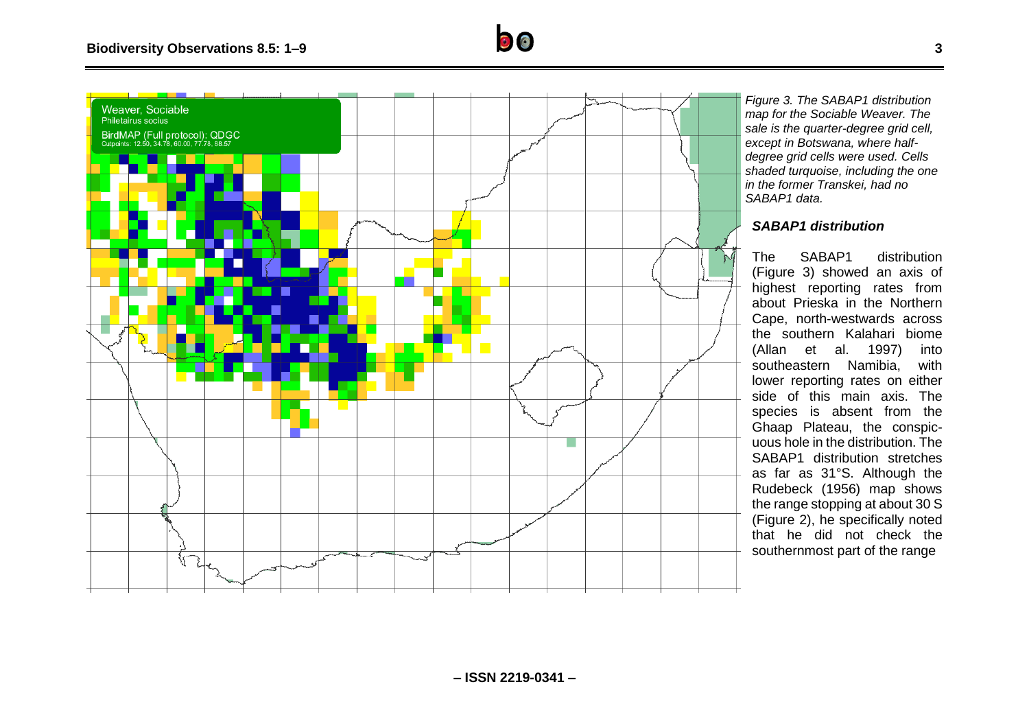*Figure 3. The SABAP1 distribution map for the Sociable Weaver. The sale is the quarter-degree grid cell, except in Botswana, where half-degree grid cells were used. Cells shaded turquoise, including the one in the former Transkei, had no SABAP1 data.*

### SABAP1 distribution

The SABAP1 distribution (Figure 3) showed an axis of highest reporting rates from about Prieska in the Northern Cape, north-westwards across the southern Kalahari biome (Allan et al. 1997) into southeastern Namibia, with lower reporting rates on either side of this main axis. The species is absent from the Ghaap Plateau, the conspicuous hole in the distribution. The SABAP1 distribution stretches as far as 31°S. Although the Rudebeck (1956) map shows the range stopping at about 30 S (Figure 2), he specifically noted that he did not check the southernmost part of the range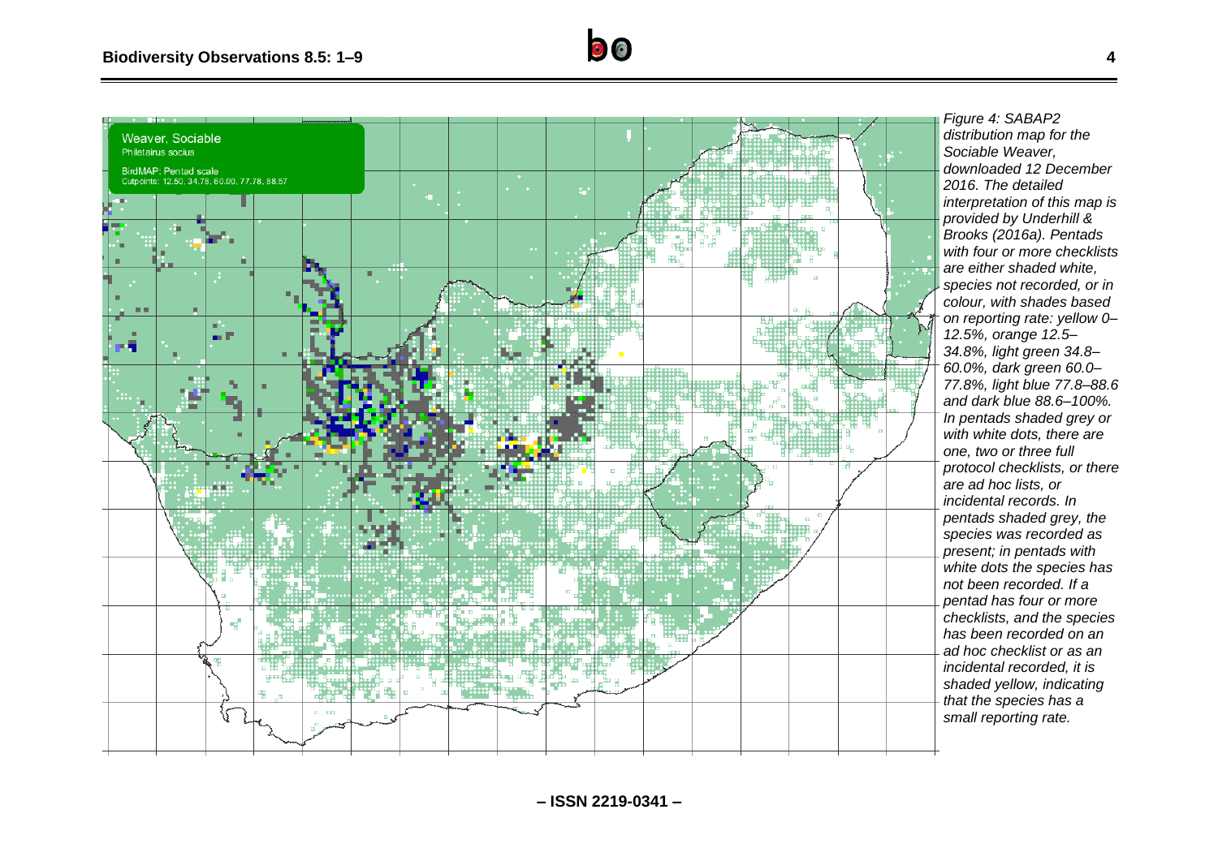Weaver, Sociable
Philetairus socius

BirdMAP: Pentad scale
Cutpoints: 12.50, 34.78, 60.00, 77.78, 88.57

*Figure 4: SABAP2 distribution map for the Sociable Weaver, downloaded 12 December 2016. The detailed interpretation of this map is provided by Underhill & Brooks (2016a). Pentads with four or more checklists are either shaded white, species not recorded, or in colour, with shades based on reporting rate: yellow 0–12.5%, orange 12.5–34.8%, light green 34.8–60.0%, dark green 60.0–77.8%, light blue 77.8–88.6 and dark blue 88.6–100%. In pentads shaded grey or with white dots, there are one, two or three full protocol checklists, or there are ad hoc lists, or incidental records. In pentads shaded grey, the species was recorded as present; in pentads with white dots the species has not been recorded. If a pentad has four or more checklists, and the species has been recorded on an ad hoc checklist or as an incidental recorded, it is shaded yellow, indicating that the species has a small reporting rate.*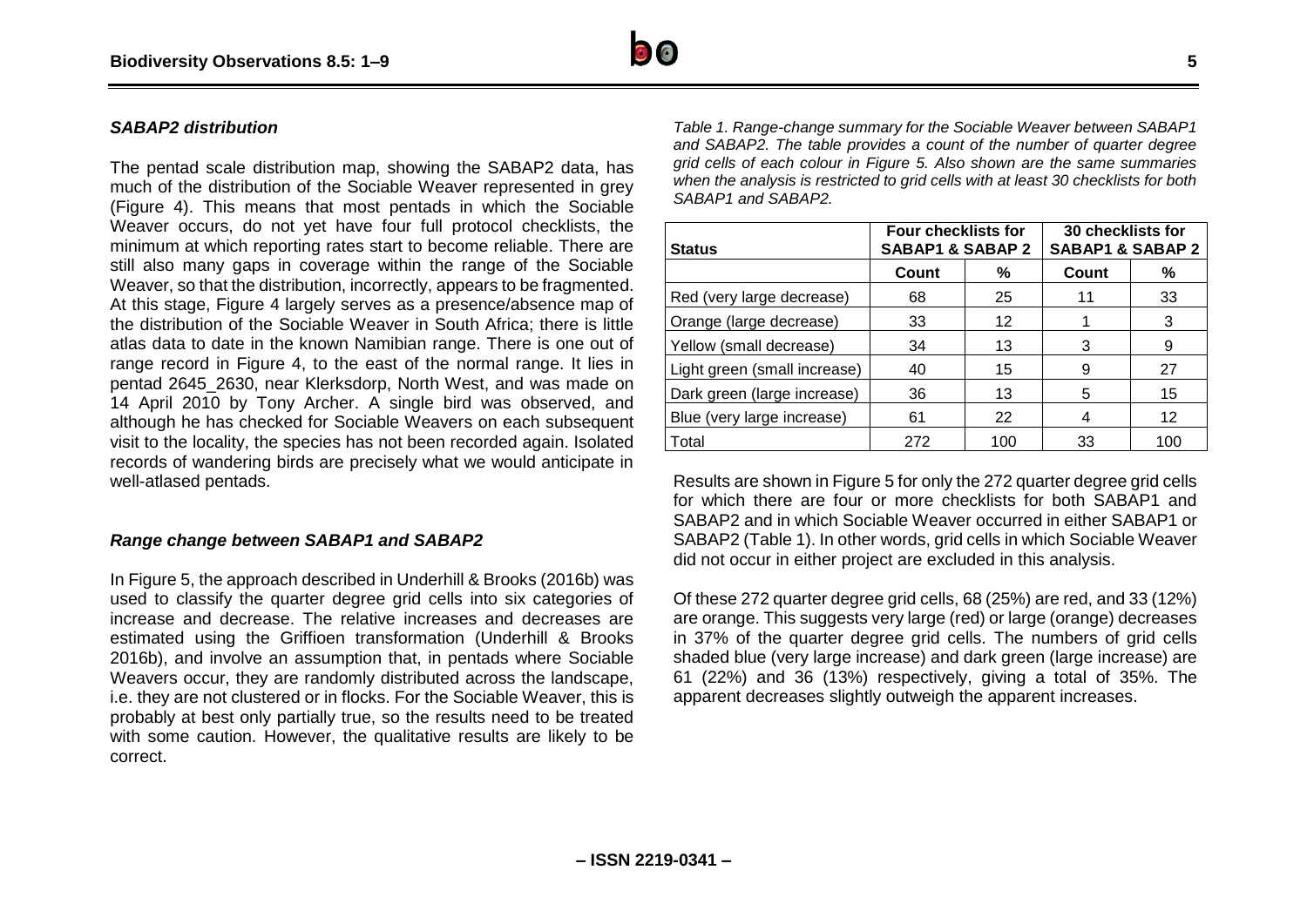### *SABAP2 distribution*

The pentad scale distribution map, showing the SABAP2 data, has much of the distribution of the Sociable Weaver represented in grey (Figure 4). This means that most pentads in which the Sociable Weaver occurs, do not yet have four full protocol checklists, the minimum at which reporting rates start to become reliable. There are still also many gaps in coverage within the range of the Sociable Weaver, so that the distribution, incorrectly, appears to be fragmented. At this stage, Figure 4 largely serves as a presence/absence map of the distribution of the Sociable Weaver in South Africa; there is little atlas data to date in the known Namibian range. There is one out of range record in Figure 4, to the east of the normal range. It lies in pentad 2645_2630, near Klerksdorp, North West, and was made on 14 April 2010 by Tony Archer. A single bird was observed, and although he has checked for Sociable Weavers on each subsequent visit to the locality, the species has not been recorded again. Isolated records of wandering birds are precisely what we would anticipate in well-atlased pentads.

### *Range change between SABAP1 and SABAP2*

In Figure 5, the approach described in Underhill & Brooks (2016b) was used to classify the quarter degree grid cells into six categories of increase and decrease. The relative increases and decreases are estimated using the Griffioen transformation (Underhill & Brooks 2016b), and involve an assumption that, in pentads where Sociable Weavers occur, they are randomly distributed across the landscape, i.e. they are not clustered or in flocks. For the Sociable Weaver, this is probably at best only partially true, so the results need to be treated with some caution. However, the qualitative results are likely to be correct.

*Table 1. Range-change summary for the Sociable Weaver between SABAP1 and SABAP2. The table provides a count of the number of quarter degree grid cells of each colour in Figure 5. Also shown are the same summaries when the analysis is restricted to grid cells with at least 30 checklists for both SABAP1 and SABAP2.*

| Status | Four checklists for SABAP1 & SABAP 2 | | 30 checklists for SABAP1 & SABAP 2 | |
|---|---|---|---|---|
| | Count | % | Count | % |
| Red (very large decrease) | 68 | 25 | 11 | 33 |
| Orange (large decrease) | 33 | 12 | 1 | 3 |
| Yellow (small decrease) | 34 | 13 | 3 | 9 |
| Light green (small increase) | 40 | 15 | 9 | 27 |
| Dark green (large increase) | 36 | 13 | 5 | 15 |
| Blue (very large increase) | 61 | 22 | 4 | 12 |
| Total | 272 | 100 | 33 | 100 |

Results are shown in Figure 5 for only the 272 quarter degree grid cells for which there are four or more checklists for both SABAP1 and SABAP2 and in which Sociable Weaver occurred in either SABAP1 or SABAP2 (Table 1). In other words, grid cells in which Sociable Weaver did not occur in either project are excluded in this analysis.

Of these 272 quarter degree grid cells, 68 (25%) are red, and 33 (12%) are orange. This suggests very large (red) or large (orange) decreases in 37% of the quarter degree grid cells. The numbers of grid cells shaded blue (very large increase) and dark green (large increase) are 61 (22%) and 36 (13%) respectively, giving a total of 35%. The apparent decreases slightly outweigh the apparent increases.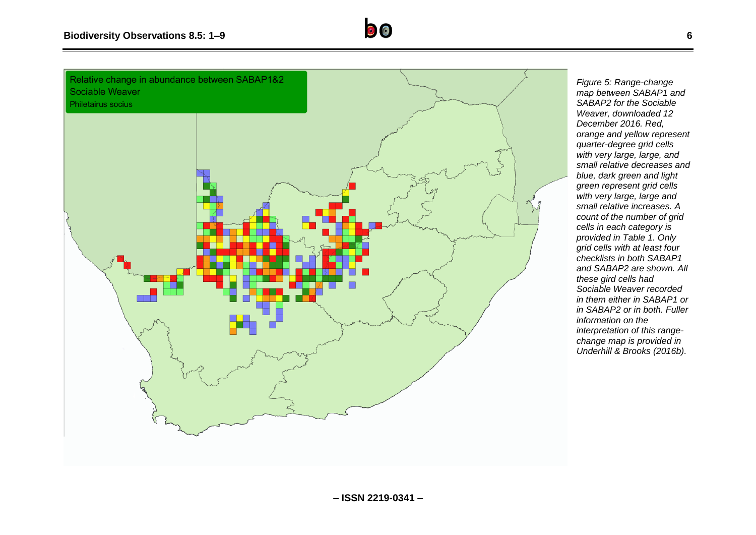*Figure 5: Range-change map between SABAP1 and SABAP2 for the Sociable Weaver, downloaded 12 December 2016. Red, orange and yellow represent quarter-degree grid cells with very large, large, and small relative decreases and blue, dark green and light green represent grid cells with very large, large and small relative increases. A count of the number of grid cells in each category is provided in Table 1. Only grid cells with at least four checklists in both SABAP1 and SABAP2 are shown. All these gird cells had Sociable Weaver recorded in them either in SABAP1 or in SABAP2 or in both. Fuller information on the interpretation of this range-change map is provided in Underhill & Brooks (2016b).*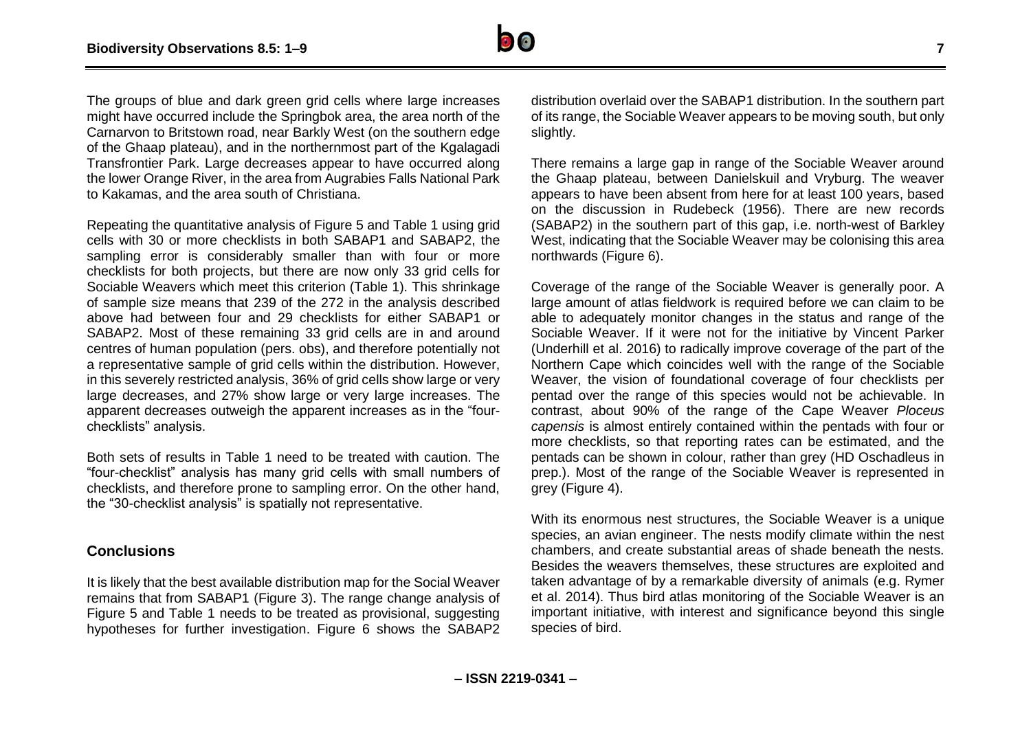The groups of blue and dark green grid cells where large increases might have occurred include the Springbok area, the area north of the Carnarvon to Britstown road, near Barkly West (on the southern edge of the Ghaap plateau), and in the northernmost part of the Kgalagadi Transfrontier Park. Large decreases appear to have occurred along the lower Orange River, in the area from Augrabies Falls National Park to Kakamas, and the area south of Christiana.

Repeating the quantitative analysis of Figure 5 and Table 1 using grid cells with 30 or more checklists in both SABAP1 and SABAP2, the sampling error is considerably smaller than with four or more checklists for both projects, but there are now only 33 grid cells for Sociable Weavers which meet this criterion (Table 1). This shrinkage of sample size means that 239 of the 272 in the analysis described above had between four and 29 checklists for either SABAP1 or SABAP2. Most of these remaining 33 grid cells are in and around centres of human population (pers. obs), and therefore potentially not a representative sample of grid cells within the distribution. However, in this severely restricted analysis, 36% of grid cells show large or very large decreases, and 27% show large or very large increases. The apparent decreases outweigh the apparent increases as in the "four-checklists" analysis.

Both sets of results in Table 1 need to be treated with caution. The "four-checklist" analysis has many grid cells with small numbers of checklists, and therefore prone to sampling error. On the other hand, the "30-checklist analysis" is spatially not representative.

## Conclusions

It is likely that the best available distribution map for the Social Weaver remains that from SABAP1 (Figure 3). The range change analysis of Figure 5 and Table 1 needs to be treated as provisional, suggesting hypotheses for further investigation. Figure 6 shows the SABAP2 distribution overlaid over the SABAP1 distribution. In the southern part of its range, the Sociable Weaver appears to be moving south, but only slightly.

There remains a large gap in range of the Sociable Weaver around the Ghaap plateau, between Danielskuil and Vryburg. The weaver appears to have been absent from here for at least 100 years, based on the discussion in Rudebeck (1956). There are new records (SABAP2) in the southern part of this gap, i.e. north-west of Barkley West, indicating that the Sociable Weaver may be colonising this area northwards (Figure 6).

Coverage of the range of the Sociable Weaver is generally poor. A large amount of atlas fieldwork is required before we can claim to be able to adequately monitor changes in the status and range of the Sociable Weaver. If it were not for the initiative by Vincent Parker (Underhill et al. 2016) to radically improve coverage of the part of the Northern Cape which coincides well with the range of the Sociable Weaver, the vision of foundational coverage of four checklists per pentad over the range of this species would not be achievable. In contrast, about 90% of the range of the Cape Weaver *Ploceus capensis* is almost entirely contained within the pentads with four or more checklists, so that reporting rates can be estimated, and the pentads can be shown in colour, rather than grey (HD Oschadleus in prep.). Most of the range of the Sociable Weaver is represented in grey (Figure 4).

With its enormous nest structures, the Sociable Weaver is a unique species, an avian engineer. The nests modify climate within the nest chambers, and create substantial areas of shade beneath the nests. Besides the weavers themselves, these structures are exploited and taken advantage of by a remarkable diversity of animals (e.g. Rymer et al. 2014). Thus bird atlas monitoring of the Sociable Weaver is an important initiative, with interest and significance beyond this single species of bird.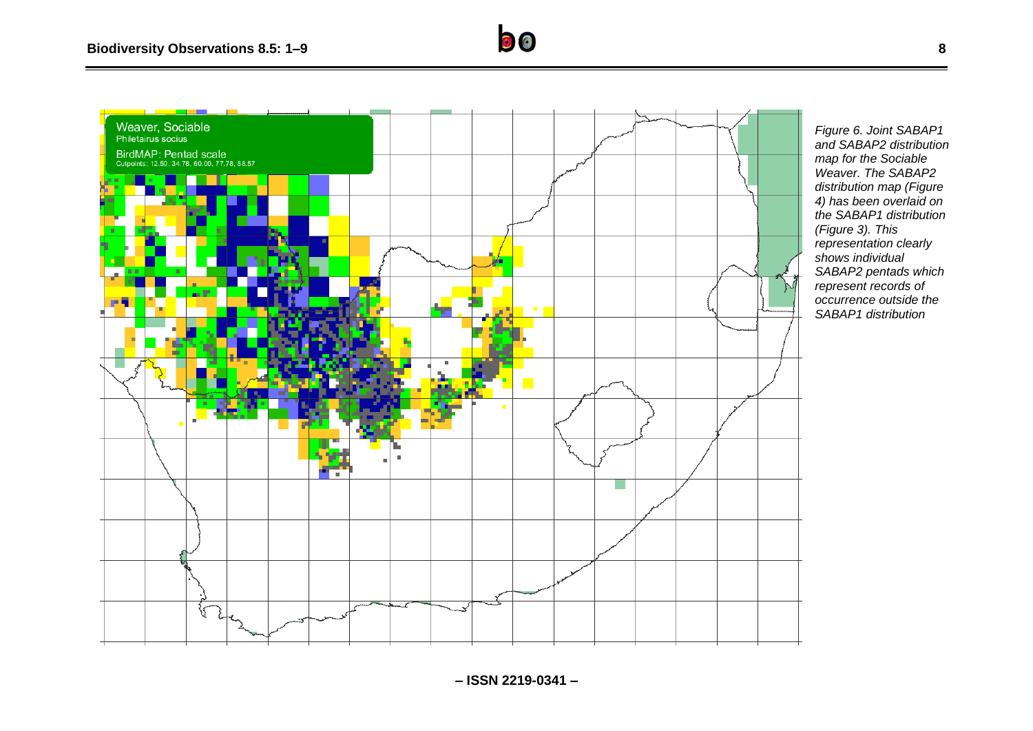*Figure 6. Joint SABAP1 and SABAP2 distribution map for the Sociable Weaver. The SABAP2 distribution map (Figure 4) has been overlaid on the SABAP1 distribution (Figure 3). This representation clearly shows individual SABAP2 pentads which represent records of occurrence outside the SABAP1 distribution*

– ISSN 2219-0341 –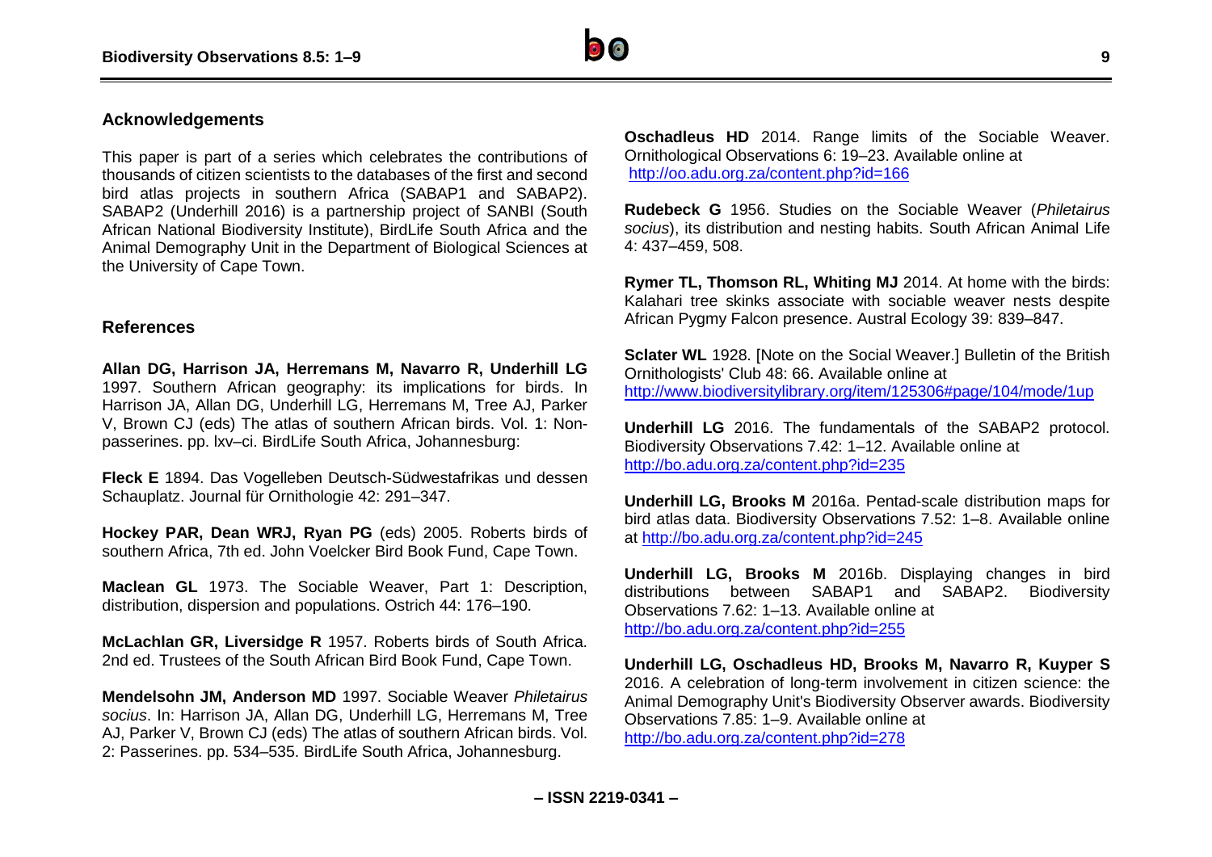## Acknowledgements

This paper is part of a series which celebrates the contributions of thousands of citizen scientists to the databases of the first and second bird atlas projects in southern Africa (SABAP1 and SABAP2). SABAP2 (Underhill 2016) is a partnership project of SANBI (South African National Biodiversity Institute), BirdLife South Africa and the Animal Demography Unit in the Department of Biological Sciences at the University of Cape Town.

## References

**Allan DG, Harrison JA, Herremans M, Navarro R, Underhill LG** 1997. Southern African geography: its implications for birds. In Harrison JA, Allan DG, Underhill LG, Herremans M, Tree AJ, Parker V, Brown CJ (eds) The atlas of southern African birds. Vol. 1: Non-passerines. pp. lxv–ci. BirdLife South Africa, Johannesburg:

**Fleck E** 1894. Das Vogelleben Deutsch-Südwestafrikas und dessen Schauplatz. Journal für Ornithologie 42: 291–347.

**Hockey PAR, Dean WRJ, Ryan PG** (eds) 2005. Roberts birds of southern Africa, 7th ed. John Voelcker Bird Book Fund, Cape Town.

**Maclean GL** 1973. The Sociable Weaver, Part 1: Description, distribution, dispersion and populations. Ostrich 44: 176–190.

**McLachlan GR, Liversidge R** 1957. Roberts birds of South Africa. 2nd ed. Trustees of the South African Bird Book Fund, Cape Town.

**Mendelsohn JM, Anderson MD** 1997. Sociable Weaver *Philetairus socius*. In: Harrison JA, Allan DG, Underhill LG, Herremans M, Tree AJ, Parker V, Brown CJ (eds) The atlas of southern African birds. Vol. 2: Passerines. pp. 534–535. BirdLife South Africa, Johannesburg.

**Oschadleus HD** 2014. Range limits of the Sociable Weaver. Ornithological Observations 6: 19–23. Available online at http://oo.adu.org.za/content.php?id=166

**Rudebeck G** 1956. Studies on the Sociable Weaver (*Philetairus socius*), its distribution and nesting habits. South African Animal Life 4: 437–459, 508.

**Rymer TL, Thomson RL, Whiting MJ** 2014. At home with the birds: Kalahari tree skinks associate with sociable weaver nests despite African Pygmy Falcon presence. Austral Ecology 39: 839–847.

**Sclater WL** 1928. [Note on the Social Weaver.] Bulletin of the British Ornithologists' Club 48: 66. Available online at http://www.biodiversitylibrary.org/item/125306#page/104/mode/1up

**Underhill LG** 2016. The fundamentals of the SABAP2 protocol. Biodiversity Observations 7.42: 1–12. Available online at http://bo.adu.org.za/content.php?id=235

**Underhill LG, Brooks M** 2016a. Pentad-scale distribution maps for bird atlas data. Biodiversity Observations 7.52: 1–8. Available online at http://bo.adu.org.za/content.php?id=245

**Underhill LG, Brooks M** 2016b. Displaying changes in bird distributions between SABAP1 and SABAP2. Biodiversity Observations 7.62: 1–13. Available online at http://bo.adu.org.za/content.php?id=255

**Underhill LG, Oschadleus HD, Brooks M, Navarro R, Kuyper S** 2016. A celebration of long-term involvement in citizen science: the Animal Demography Unit's Biodiversity Observer awards. Biodiversity Observations 7.85: 1–9. Available online at http://bo.adu.org.za/content.php?id=278